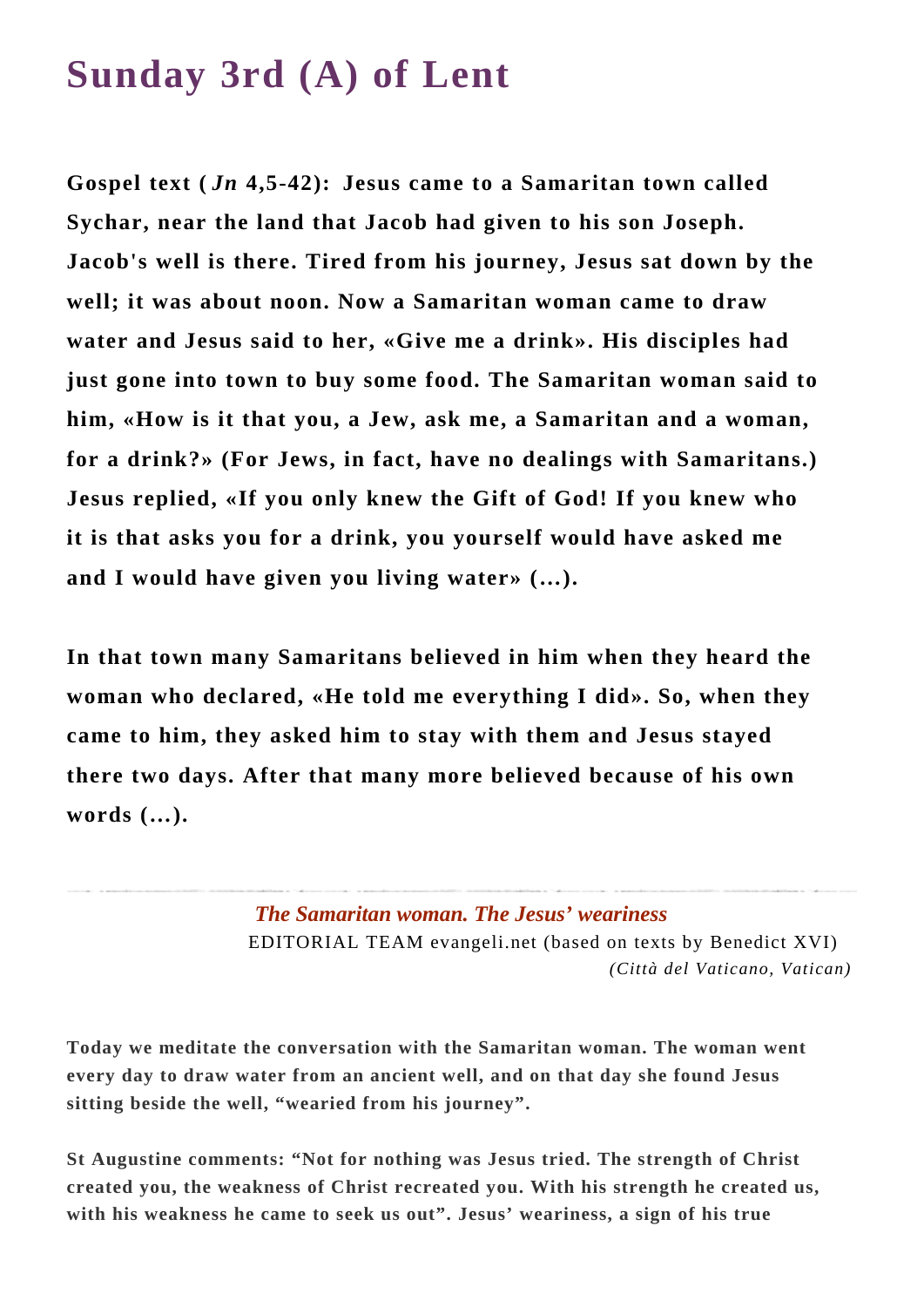# Sunday 3rd (A) of Lent

**Gospel text (*Jn* 4,5-42): Jesus came to a Samaritan town called Sychar, near the land that Jacob had given to his son Joseph. Jacob's well is there. Tired from his journey, Jesus sat down by the well; it was about noon. Now a Samaritan woman came to draw water and Jesus said to her, «Give me a drink». His disciples had just gone into town to buy some food. The Samaritan woman said to him, «How is it that you, a Jew, ask me, a Samaritan and a woman, for a drink?» (For Jews, in fact, have no dealings with Samaritans.) Jesus replied, «If you only knew the Gift of God! If you knew who it is that asks you for a drink, you yourself would have asked me and I would have given you living water» (...).**

**In that town many Samaritans believed in him when they heard the woman who declared, «He told me everything I did». So, when they came to him, they asked him to stay with them and Jesus stayed there two days. After that many more believed because of his own words (...).**

---

***The Samaritan woman. The Jesus' weariness***

EDITORIAL TEAM evangeli.net (based on texts by Benedict XVI)
*(Città del Vaticano, Vatican)*

**Today we meditate the conversation with the Samaritan woman. The woman went every day to draw water from an ancient well, and on that day she found Jesus sitting beside the well, "wearied from his journey".**

**St Augustine comments: "Not for nothing was Jesus tried. The strength of Christ created you, the weakness of Christ recreated you. With his strength he created us, with his weakness he came to seek us out". Jesus' weariness, a sign of his true**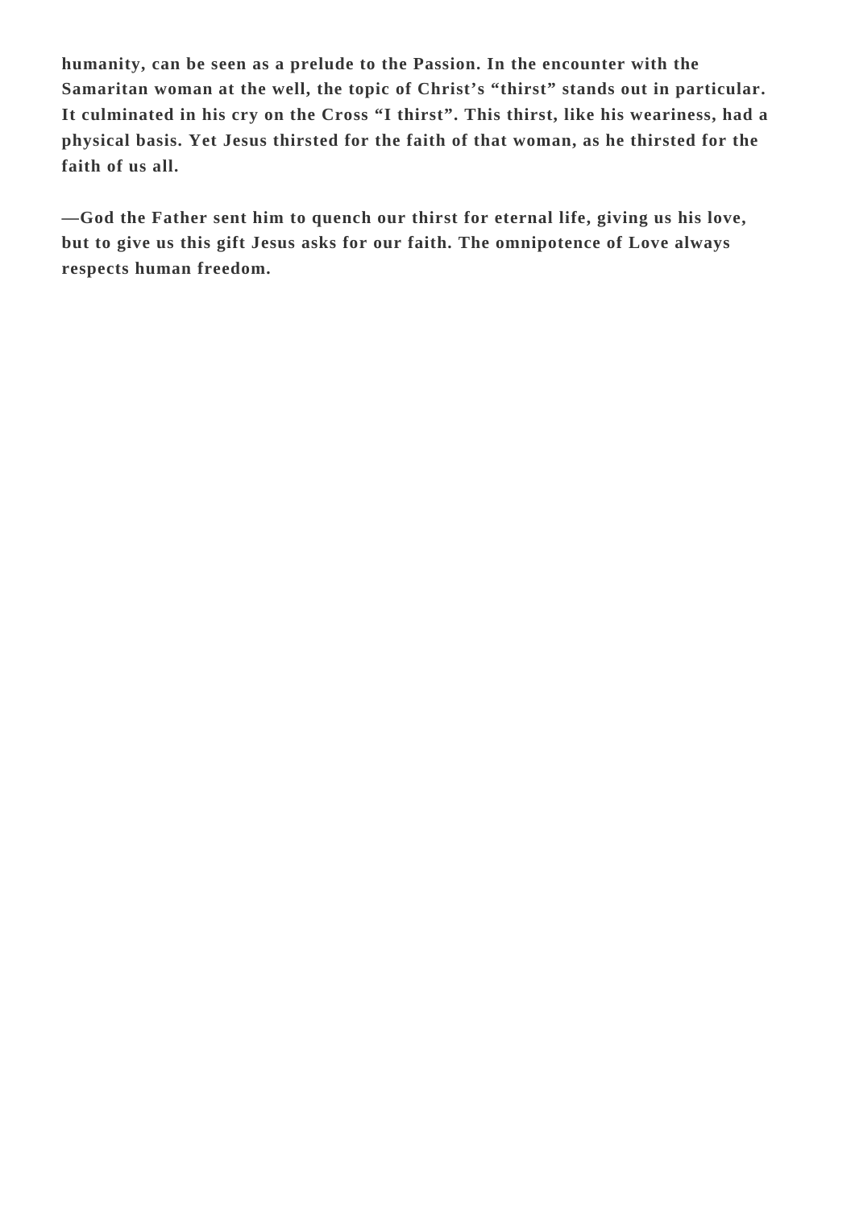**humanity, can be seen as a prelude to the Passion. In the encounter with the Samaritan woman at the well, the topic of Christ's "thirst" stands out in particular. It culminated in his cry on the Cross "I thirst". This thirst, like his weariness, had a physical basis. Yet Jesus thirsted for the faith of that woman, as he thirsted for the faith of us all.**

**—God the Father sent him to quench our thirst for eternal life, giving us his love, but to give us this gift Jesus asks for our faith. The omnipotence of Love always respects human freedom.**